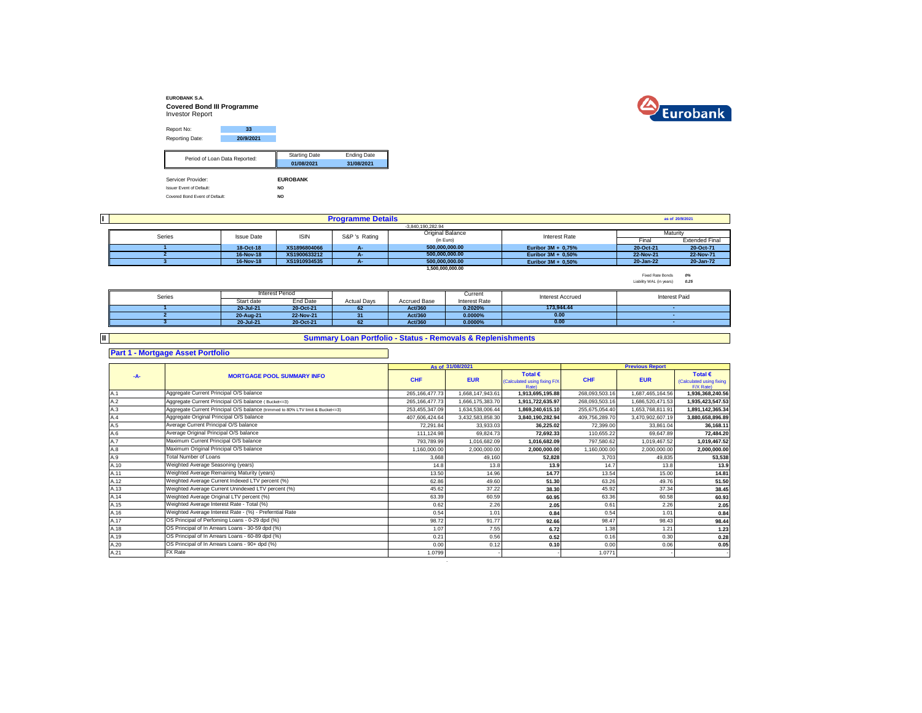**EUROBANK S.A.**

**Covered Bond III Programme**

Investor Report

| Report No: | 33 |
|---|---|
| Reporting Date: | 20/9/2021 |

| Period of Loan Data Reported: | Starting Date | Ending Date |
|---|---|---|
| | 01/08/2021 | 31/08/2021 |

Servicer Provider: **EUROBANK**

Issuer Event of Default: **NO**

Covered Bond Event of Default: **NO**

## I Programme Details

as of 20/9/2021

-3,840,190,282.94

| Series | Issue Date | ISIN | S&P 's Rating | Original Balance (in Euro) | Interest Rate | Maturity Final | Maturity Extended Final |
|---|---|---|---|---|---|---|---|
| 1 | 18-Oct-18 | XS1896804066 | A- | 500,000,000.00 | Euribor 3M + 0,75% | 20-Oct-21 | 20-Oct-71 |
| 2 | 16-Nov-18 | XS1900633212 | A- | 500,000,000.00 | Euribor 3M + 0,50% | 22-Nov-21 | 22-Nov-71 |
| 3 | 16-Nov-18 | XS1910934535 | A- | 500,000,000.00 | Euribor 3M + 0,50% | 20-Jan-22 | 20-Jan-72 |
| | | | | 1,500,000,000.00 | | | |

Fixed Rate Bonds *0%*

Liability WAL (in years) *0.25*

| Series | Interest Period Start date | Interest Period End Date | Actual Days | Accrued Base | Current Interest Rate | Interest Accrued | Interest Paid |
|---|---|---|---|---|---|---|---|
| 1 | 20-Jul-21 | 20-Oct-21 | 62 | Act/360 | 0.2020% | 173,944.44 | - |
| 2 | 20-Aug-21 | 22-Nov-21 | 31 | Act/360 | 0.0000% | 0.00 | - |
| 3 | 20-Jul-21 | 20-Oct-21 | 62 | Act/360 | 0.0000% | 0.00 | - |

## II Summary Loan Portfolio - Status - Removals & Replenishments

### Part 1 - Mortgage Asset Portfolio

| -A- | MORTGAGE POOL SUMMARY INFO | As of 31/08/2021 CHF | EUR | Total € (Calculated using fixing F/X Rate) | Previous Report CHF | EUR | Total € (Calculated using fixing F/X Rate) |
|---|---|---|---|---|---|---|---|
| A.1 | Aggregate Current Principal O/S balance | 265,166,477.73 | 1,668,147,943.61 | 1,913,695,195.88 | 268,093,503.16 | 1,687,465,164.56 | 1,936,368,240.56 |
| A.2 | Aggregate Current Principal O/S balance ( Bucket<=3) | 265,166,477.73 | 1,666,175,383.70 | 1,911,722,635.97 | 268,093,503.16 | 1,686,520,471.53 | 1,935,423,547.53 |
| A.3 | Aggregate Current Principal O/S balance (trimmed to 80% LTV limit & Bucket<=3) | 253,455,347.09 | 1,634,538,006.44 | 1,869,240,615.10 | 255,675,054.40 | 1,653,768,811.91 | 1,891,142,365.34 |
| A.4 | Aggregate Original Principal O/S balance | 407,606,424.64 | 3,432,583,858.30 | 3,840,190,282.94 | 409,756,289.70 | 3,470,902,607.19 | 3,880,658,896.89 |
| A.5 | Average Current Principal O/S balance | 72,291.84 | 33,933.03 | 36,225.02 | 72,399.00 | 33,861.04 | 36,168.11 |
| A.6 | Average Original Principal O/S balance | 111,124.98 | 69,824.73 | 72,692.33 | 110,655.22 | 69,647.89 | 72,484.20 |
| A.7 | Maximum Current Principal O/S balance | 793,789.99 | 1,016,682.09 | 1,016,682.09 | 797,580.62 | 1,019,467.52 | 1,019,467.52 |
| A.8 | Maximum Original Principal O/S balance | 1,160,000.00 | 2,000,000.00 | 2,000,000.00 | 1,160,000.00 | 2,000,000.00 | 2,000,000.00 |
| A.9 | Total Number of Loans | 3,668 | 49,160 | 52,828 | 3,703 | 49,835 | 53,538 |
| A.10 | Weighted Average Seasoning (years) | 14.8 | 13.8 | 13.9 | 14.7 | 13.8 | 13.9 |
| A.11 | Weighted Average Remaining Maturity (years) | 13.50 | 14.96 | 14.77 | 13.54 | 15.00 | 14.81 |
| A.12 | Weighted Average Current Indexed LTV percent (%) | 62.86 | 49.60 | 51.30 | 63.26 | 49.76 | 51.50 |
| A.13 | Weighted Average Current Unindexed LTV percent (%) | 45.62 | 37.22 | 38.30 | 45.92 | 37.34 | 38.45 |
| A.14 | Weighted Average Original LTV percent (%) | 63.39 | 60.59 | 60.95 | 63.36 | 60.58 | 60.93 |
| A.15 | Weighted Average Interest Rate - Total (%) | 0.62 | 2.26 | 2.05 | 0.61 | 2.26 | 2.05 |
| A.16 | Weighted Average Interest Rate - (%) - Preferntial Rate | 0.54 | 1.01 | 0.84 | 0.54 | 1.01 | 0.84 |
| A.17 | OS Principal of Perfoming Loans - 0-29 dpd (%) | 98.72 | 91.77 | 92.66 | 98.47 | 98.43 | 98.44 |
| A.18 | OS Principal of In Arrears Loans - 30-59 dpd (%) | 1.07 | 7.55 | 6.72 | 1.38 | 1.21 | 1.23 |
| A.19 | OS Principal of In Arrears Loans - 60-89 dpd (%) | 0.21 | 0.56 | 0.52 | 0.16 | 0.30 | 0.28 |
| A.20 | OS Principal of In Arrears Loans - 90+ dpd (%) | 0.00 | 0.12 | 0.10 | 0.00 | 0.06 | 0.05 |
| A.21 | FX Rate | 1.0799 | - | - | 1.0771 | - | - |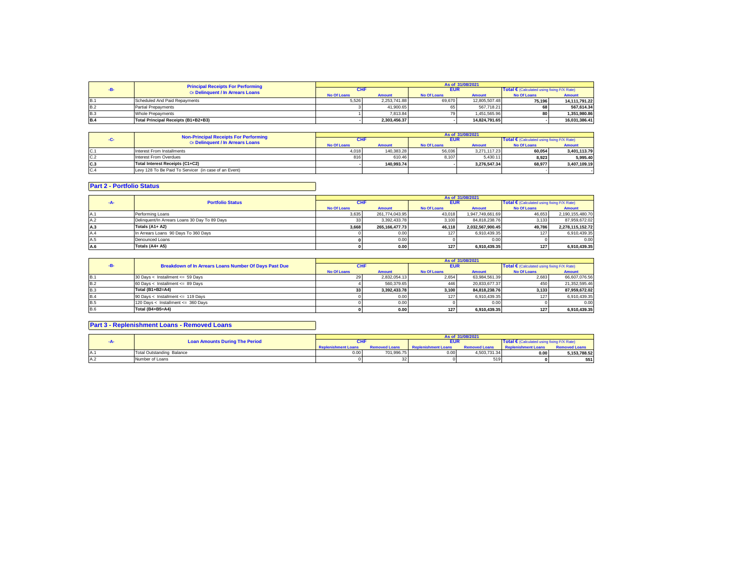| -B- | Principal Receipts For Performing Or Delinquent / In Arrears Loans | As of 31/08/2021 | | | | | |
|---|---|---|---|---|---|---|---|
| | | CHF | | EUR | | Total € (Calculated using fixing F/X Rate) | |
| | | No Of Loans | Amount | No Of Loans | Amount | No Of Loans | Amount |
| B.1 | Scheduled And Paid Repayments | 5,526 | 2,253,741.88 | 69,670 | 12,805,507.48 | 75,196 | 14,111,791.22 |
| B.2 | Partial Prepayments | 3 | 41,900.65 | 65 | 567,718.21 | 68 | 567,614.34 |
| B.3 | Whole Prepayments | 1 | 7,813.84 | 79 | 1,451,565.96 | 80 | 1,351,980.86 |
| B.4 | Total Principal Receipts (B1+B2+B3) | - | 2,303,456.37 | - | 14,824,791.65 | - | 16,031,386.41 |

| -C- | Non-Principal Receipts For Performing Or Delinquent / In Arrears Loans | As of 31/08/2021 | | | | | |
|---|---|---|---|---|---|---|---|
| | | CHF | | EUR | | Total € (Calculated using fixing F/X Rate) | |
| | | No Of Loans | Amount | No Of Loans | Amount | No Of Loans | Amount |
| C.1 | Interest From Installments | 4,018 | 140,383.28 | 56,036 | 3,271,117.23 | 60,054 | 3,401,113.79 |
| C.2 | Interest From Overdues | 816 | 610.46 | 8,107 | 5,430.11 | 8,923 | 5,995.40 |
| C.3 | Total Interest Receipts (C1+C2) | - | 140,993.74 | - | 3,276,547.34 | 68,977 | 3,407,109.19 |
| C.4 | Levy 128 To Be Paid To Servicer (in case of an Event) | | | | | - | - |

## Part 2 - Portfolio Status

| -A- | Portfolio Status | As of 31/08/2021 | | | | | |
|---|---|---|---|---|---|---|---|
| | | CHF | | EUR | | Total € (Calculated using fixing F/X Rate) | |
| | | No Of Loans | Amount | No Of Loans | Amount | No Of Loans | Amount |
| A.1 | Performing Loans | 3,635 | 261,774,043.95 | 43,018 | 1,947,749,661.69 | 46,653 | 2,190,155,480.70 |
| A.2 | Delinquent/In Arrears Loans 30 Day To 89 Days | 33 | 3,392,433.78 | 3,100 | 84,818,238.76 | 3,133 | 87,959,672.02 |
| A.3 | Totals (A1+ A2) | 3,668 | 265,166,477.73 | 46,118 | 2,032,567,900.45 | 49,786 | 2,278,115,152.72 |
| A.4 | In Arrears Loans 90 Days To 360 Days | 0 | 0.00 | 127 | 6,910,439.35 | 127 | 6,910,439.35 |
| A.5 | Denounced Loans | 0 | 0.00 | 0 | 0.00 | 0 | 0.00 |
| A.6 | Totals (A4+ A5) | 0 | 0.00 | 127 | 6,910,439.35 | 127 | 6,910,439.35 |

| -B- | Breakdown of In Arrears Loans Number Of Days Past Due | As of 31/08/2021 | | | | | |
|---|---|---|---|---|---|---|---|
| | | CHF | | EUR | | Total € (Calculated using fixing F/X Rate) | |
| | | No Of Loans | Amount | No Of Loans | Amount | No Of Loans | Amount |
| B.1 | 30 Days < Installment <= 59 Days | 29 | 2,832,054.13 | 2,654 | 63,984,561.39 | 2,683 | 66,607,076.56 |
| B.2 | 60 Days < Installment <= 89 Days | 4 | 560,379.65 | 446 | 20,833,677.37 | 450 | 21,352,595.46 |
| B.3 | Total (B1+B2=A4) | 33 | 3,392,433.78 | 3,100 | 84,818,238.76 | 3,133 | 87,959,672.02 |
| B.4 | 90 Days < Installment <= 119 Days | 0 | 0.00 | 127 | 6,910,439.35 | 127 | 6,910,439.35 |
| B.5 | 120 Days < Installment <= 360 Days | 0 | 0.00 | 0 | 0.00 | 0 | 0.00 |
| B.6 | Total (B4+B5=A4) | 0 | 0.00 | 127 | 6,910,439.35 | 127 | 6,910,439.35 |

## Part 3 - Replenishment Loans - Removed Loans

| -A- | Loan Amounts During The Period | As of 31/08/2021 | | | | | |
|---|---|---|---|---|---|---|---|
| | | CHF | | EUR | | Total € (Calculated using fixing F/X Rate) | |
| | | Replenishment Loans | Removed Loans | Replenishment Loans | Removed Loans | Replenishment Loans | Removed Loans |
| A.1 | Total Outstanding Balance | 0.00 | 701,996.75 | 0.00 | 4,503,731.34 | 0.00 | 5,153,788.52 |
| A.2 | Number of Loans | 0 | 32 | 0 | 519 | 0 | 551 |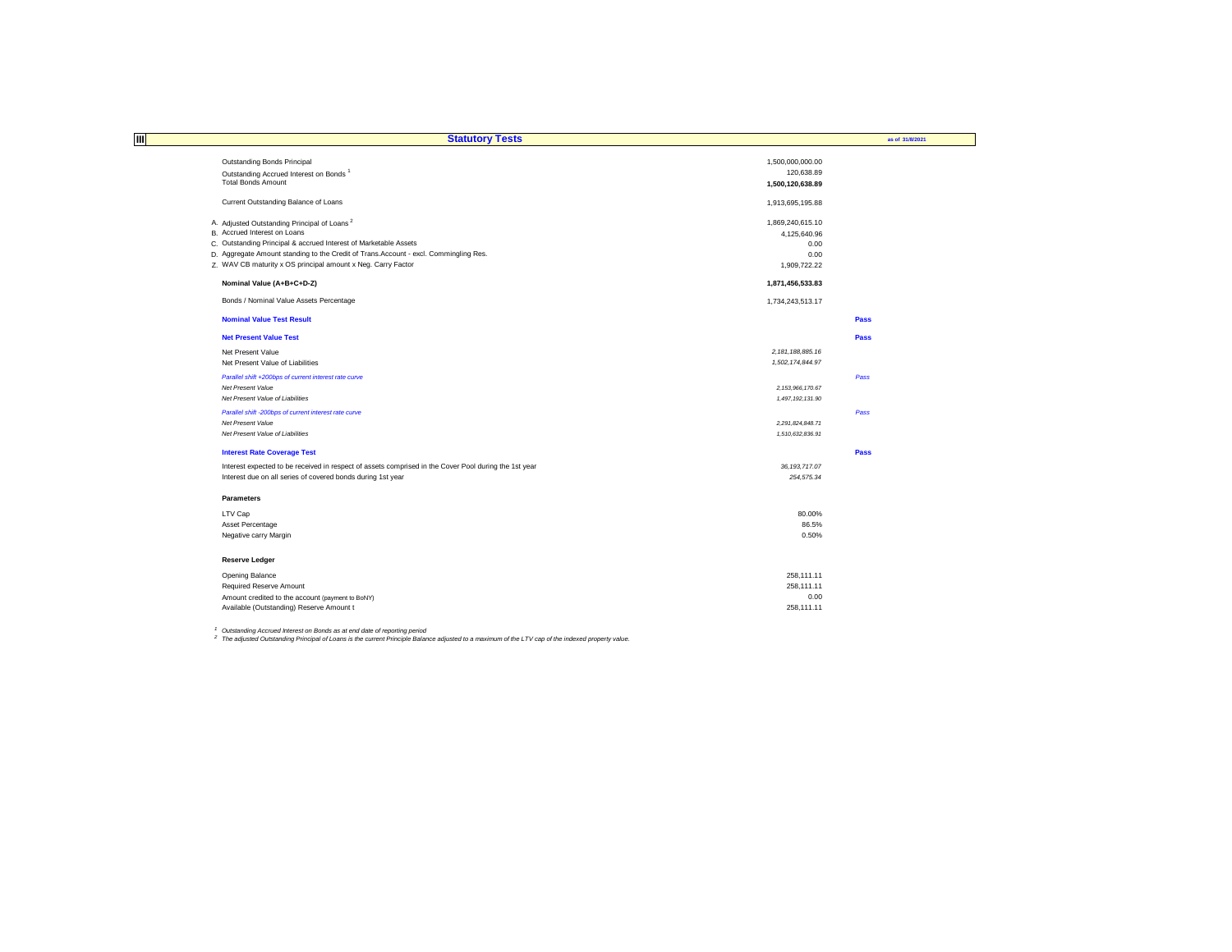## III Statutory Tests

as of 31/8/2021

| | | | |
|---|---|---|---|
| | Outstanding Bonds Principal | 1,500,000,000.00 | |
| | Outstanding Accrued Interest on Bonds [1] | 120,638.89 | |
| | **Total Bonds Amount** | **1,500,120,638.89** | |
| | Current Outstanding Balance of Loans | 1,913,695,195.88 | |
| A. | Adjusted Outstanding Principal of Loans [2] | 1,869,240,615.10 | |
| B. | Accrued Interest on Loans | 4,125,640.96 | |
| C. | Outstanding Principal & accrued Interest of Marketable Assets | 0.00 | |
| D. | Aggregate Amount standing to the Credit of Trans.Account - excl. Commingling Res. | 0.00 | |
| Z. | WAV CB maturity x OS principal amount x Neg. Carry Factor | 1,909,722.22 | |
| | **Nominal Value (A+B+C+D-Z)** | **1,871,456,533.83** | |
| | Bonds / Nominal Value Assets Percentage | 1,734,243,513.17 | |
| | **Nominal Value Test Result** | | **Pass** |
| | **Net Present Value Test** | | **Pass** |
| | Net Present Value | *2,181,188,885.16* | |
| | Net Present Value of Liabilities | *1,502,174,844.97* | |
| | *Parallel shift +200bps of current interest rate curve* | | *Pass* |
| | *Net Present Value* | *2,153,966,170.67* | |
| | *Net Present Value of Liabilities* | *1,497,192,131.90* | |
| | *Parallel shift -200bps of current interest rate curve* | | *Pass* |
| | *Net Present Value* | *2,291,824,848.71* | |
| | *Net Present Value of Liabilities* | *1,510,632,836.91* | |
| | **Interest Rate Coverage Test** | | **Pass** |
| | Interest expected to be received in respect of assets comprised in the Cover Pool during the 1st year | *36,193,717.07* | |
| | Interest due on all series of covered bonds during 1st year | *254,575.34* | |

### Parameters

| | |
|---|---|
| LTV Cap | 80.00% |
| Asset Percentage | 86.5% |
| Negative carry Margin | 0.50% |

### Reserve Ledger

| | |
|---|---|
| Opening Balance | 258,111.11 |
| Required Reserve Amount | 258,111.11 |
| Amount credited to the account (payment to BoNY) | 0.00 |
| Available (Outstanding) Reserve Amount t | 258,111.11 |

[1] *Outstanding Accrued Interest on Bonds as at end date of reporting period*

[2] *The adjusted Outstanding Principal of Loans is the current Principle Balance adjusted to a maximum of the LTV cap of the indexed property value.*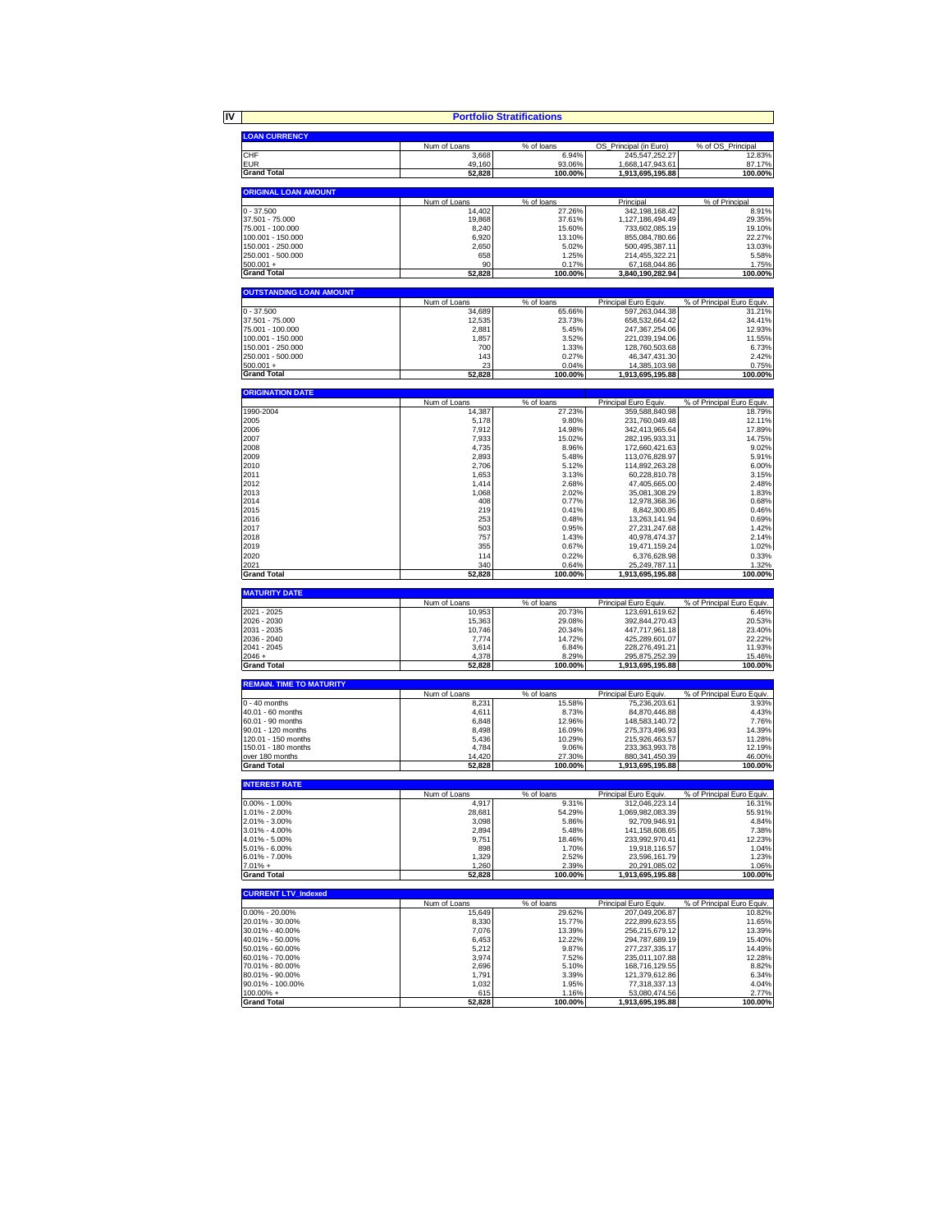## IV Portfolio Stratifications

| LOAN CURRENCY | Num of Loans | % of loans | OS_Principal (in Euro) | % of OS_Principal |
|---|---|---|---|---|
| CHF | 3,668 | 6.94% | 245,547,252.27 | 12.83% |
| EUR | 49,160 | 93.06% | 1,668,147,943.61 | 87.17% |
| **Grand Total** | **52,828** | **100.00%** | **1,913,695,195.88** | **100.00%** |

| ORIGINAL LOAN AMOUNT | Num of Loans | % of loans | Principal | % of Principal |
|---|---|---|---|---|
| 0 - 37.500 | 14,402 | 27.26% | 342,198,168.42 | 8.91% |
| 37.501 - 75.000 | 19,868 | 37.61% | 1,127,186,494.49 | 29.35% |
| 75.001 - 100.000 | 8,240 | 15.60% | 733,602,085.19 | 19.10% |
| 100.001 - 150.000 | 6,920 | 13.10% | 855,084,780.66 | 22.27% |
| 150.001 - 250.000 | 2,650 | 5.02% | 500,495,387.11 | 13.03% |
| 250.001 - 500.000 | 658 | 1.25% | 214,455,322.21 | 5.58% |
| 500.001 + | 90 | 0.17% | 67,168,044.86 | 1.75% |
| **Grand Total** | **52,828** | **100.00%** | **3,840,190,282.94** | **100.00%** |

| OUTSTANDING LOAN AMOUNT | Num of Loans | % of loans | Principal Euro Equiv. | % of Principal Euro Equiv. |
|---|---|---|---|---|
| 0 - 37.500 | 34,689 | 65.66% | 597,263,044.38 | 31.21% |
| 37.501 - 75.000 | 12,535 | 23.73% | 658,532,664.42 | 34.41% |
| 75.001 - 100.000 | 2,881 | 5.45% | 247,367,254.06 | 12.93% |
| 100.001 - 150.000 | 1,857 | 3.52% | 221,039,194.06 | 11.55% |
| 150.001 - 250.000 | 700 | 1.33% | 128,760,503.68 | 6.73% |
| 250.001 - 500.000 | 143 | 0.27% | 46,347,431.30 | 2.42% |
| 500.001 + | 23 | 0.04% | 14,385,103.98 | 0.75% |
| **Grand Total** | **52,828** | **100.00%** | **1,913,695,195.88** | **100.00%** |

| ORIGINATION DATE | Num of Loans | % of loans | Principal Euro Equiv. | % of Principal Euro Equiv. |
|---|---|---|---|---|
| 1990-2004 | 14,387 | 27.23% | 359,588,840.98 | 18.79% |
| 2005 | 5,178 | 9.80% | 231,760,049.48 | 12.11% |
| 2006 | 7,912 | 14.98% | 342,413,965.64 | 17.89% |
| 2007 | 7,933 | 15.02% | 282,195,933.31 | 14.75% |
| 2008 | 4,735 | 8.96% | 172,660,421.63 | 9.02% |
| 2009 | 2,893 | 5.48% | 113,076,828.97 | 5.91% |
| 2010 | 2,706 | 5.12% | 114,892,263.28 | 6.00% |
| 2011 | 1,653 | 3.13% | 60,228,810.78 | 3.15% |
| 2012 | 1,414 | 2.68% | 47,405,665.00 | 2.48% |
| 2013 | 1,068 | 2.02% | 35,081,308.29 | 1.83% |
| 2014 | 408 | 0.77% | 12,978,368.36 | 0.68% |
| 2015 | 219 | 0.41% | 8,842,300.85 | 0.46% |
| 2016 | 253 | 0.48% | 13,263,141.94 | 0.69% |
| 2017 | 503 | 0.95% | 27,231,247.68 | 1.42% |
| 2018 | 757 | 1.43% | 40,978,474.37 | 2.14% |
| 2019 | 355 | 0.67% | 19,471,159.24 | 1.02% |
| 2020 | 114 | 0.22% | 6,376,628.98 | 0.33% |
| 2021 | 340 | 0.64% | 25,249,787.11 | 1.32% |
| **Grand Total** | **52,828** | **100.00%** | **1,913,695,195.88** | **100.00%** |

| MATURITY DATE | Num of Loans | % of loans | Principal Euro Equiv. | % of Principal Euro Equiv. |
|---|---|---|---|---|
| 2021 - 2025 | 10,953 | 20.73% | 123,691,619.62 | 6.46% |
| 2026 - 2030 | 15,363 | 29.08% | 392,844,270.43 | 20.53% |
| 2031 - 2035 | 10,746 | 20.34% | 447,717,961.18 | 23.40% |
| 2036 - 2040 | 7,774 | 14.72% | 425,289,601.07 | 22.22% |
| 2041 - 2045 | 3,614 | 6.84% | 228,276,491.21 | 11.93% |
| 2046 + | 4,378 | 8.29% | 295,875,252.39 | 15.46% |
| **Grand Total** | **52,828** | **100.00%** | **1,913,695,195.88** | **100.00%** |

| REMAIN. TIME TO MATURITY | Num of Loans | % of loans | Principal Euro Equiv. | % of Principal Euro Equiv. |
|---|---|---|---|---|
| 0 - 40 months | 8,231 | 15.58% | 75,236,203.61 | 3.93% |
| 40.01 - 60 months | 4,611 | 8.73% | 84,870,446.88 | 4.43% |
| 60.01 - 90 months | 6,848 | 12.96% | 148,583,140.72 | 7.76% |
| 90.01 - 120 months | 8,498 | 16.09% | 275,373,496.93 | 14.39% |
| 120.01 - 150 months | 5,436 | 10.29% | 215,926,463.57 | 11.28% |
| 150.01 - 180 months | 4,784 | 9.06% | 233,363,993.78 | 12.19% |
| over 180 months | 14,420 | 27.30% | 880,341,450.39 | 46.00% |
| **Grand Total** | **52,828** | **100.00%** | **1,913,695,195.88** | **100.00%** |

| INTEREST RATE | Num of Loans | % of loans | Principal Euro Equiv. | % of Principal Euro Equiv. |
|---|---|---|---|---|
| 0.00% - 1.00% | 4,917 | 9.31% | 312,046,223.14 | 16.31% |
| 1.01% - 2.00% | 28,681 | 54.29% | 1,069,982,083.39 | 55.91% |
| 2.01% - 3.00% | 3,098 | 5.86% | 92,709,946.91 | 4.84% |
| 3.01% - 4.00% | 2,894 | 5.48% | 141,158,608.65 | 7.38% |
| 4.01% - 5.00% | 9,751 | 18.46% | 233,992,970.41 | 12.23% |
| 5.01% - 6.00% | 898 | 1.70% | 19,918,116.57 | 1.04% |
| 6.01% - 7.00% | 1,329 | 2.52% | 23,596,161.79 | 1.23% |
| 7.01% + | 1,260 | 2.39% | 20,291,085.02 | 1.06% |
| **Grand Total** | **52,828** | **100.00%** | **1,913,695,195.88** | **100.00%** |

| CURRENT LTV_Indexed | Num of Loans | % of loans | Principal Euro Equiv. | % of Principal Euro Equiv. |
|---|---|---|---|---|
| 0.00% - 20.00% | 15,649 | 29.62% | 207,049,206.87 | 10.82% |
| 20.01% - 30.00% | 8,330 | 15.77% | 222,899,623.55 | 11.65% |
| 30.01% - 40.00% | 7,076 | 13.39% | 256,215,679.12 | 13.39% |
| 40.01% - 50.00% | 6,453 | 12.22% | 294,787,689.19 | 15.40% |
| 50.01% - 60.00% | 5,212 | 9.87% | 277,237,335.17 | 14.49% |
| 60.01% - 70.00% | 3,974 | 7.52% | 235,011,107.88 | 12.28% |
| 70.01% - 80.00% | 2,696 | 5.10% | 168,716,129.55 | 8.82% |
| 80.01% - 90.00% | 1,791 | 3.39% | 121,379,612.86 | 6.34% |
| 90.01% - 100.00% | 1,032 | 1.95% | 77,318,337.13 | 4.04% |
| 100.00% + | 615 | 1.16% | 53,080,474.56 | 2.77% |
| **Grand Total** | **52,828** | **100.00%** | **1,913,695,195.88** | **100.00%** |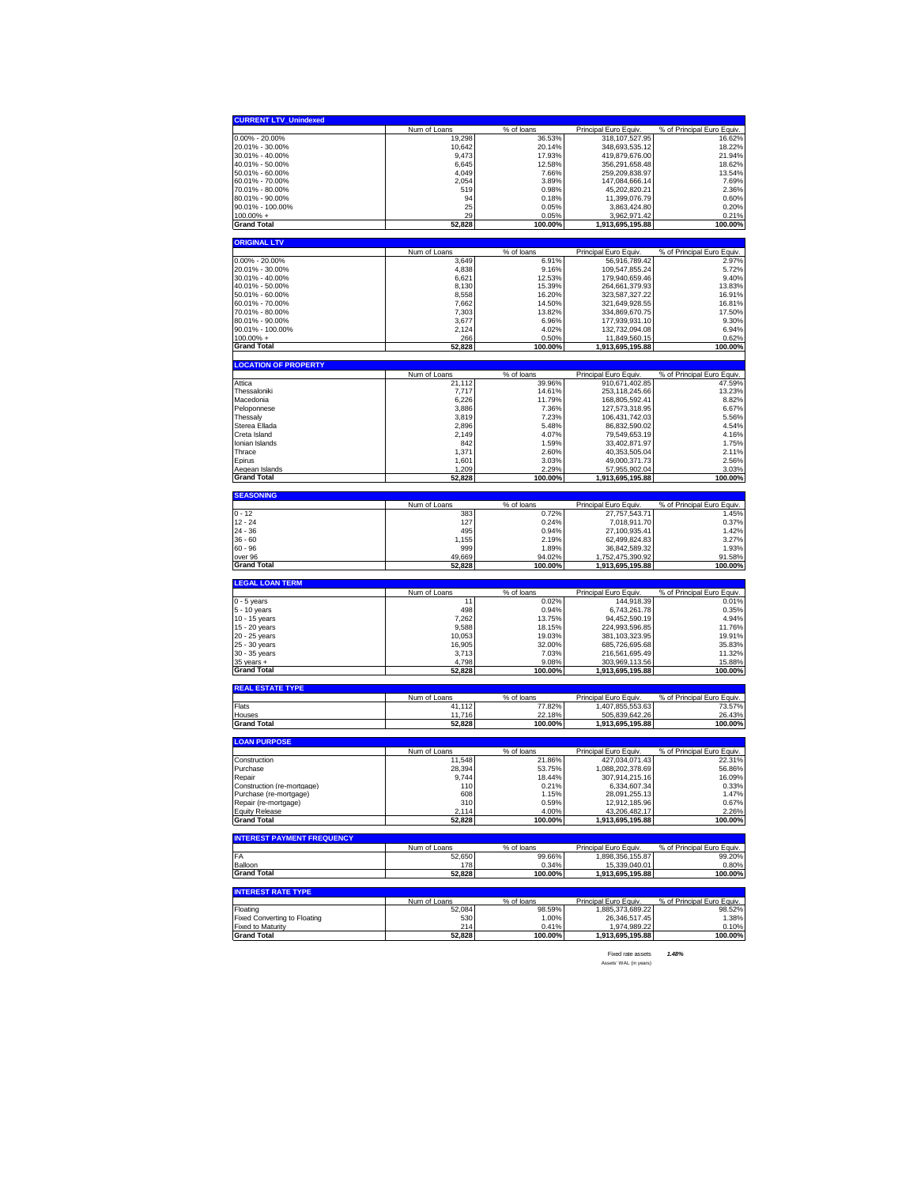| CURRENT LTV_Unindexed | Num of Loans | % of loans | Principal Euro Equiv. | % of Principal Euro Equiv. |
|---|---|---|---|---|
| 0.00% - 20.00% | 19,298 | 36.53% | 318,107,527.95 | 16.62% |
| 20.01% - 30.00% | 10,642 | 20.14% | 348,693,535.12 | 18.22% |
| 30.01% - 40.00% | 9,473 | 17.93% | 419,879,676.00 | 21.94% |
| 40.01% - 50.00% | 6,645 | 12.58% | 356,291,658.48 | 18.62% |
| 50.01% - 60.00% | 4,049 | 7.66% | 259,209,838.97 | 13.54% |
| 60.01% - 70.00% | 2,054 | 3.89% | 147,084,666.14 | 7.69% |
| 70.01% - 80.00% | 519 | 0.98% | 45,202,820.21 | 2.36% |
| 80.01% - 90.00% | 94 | 0.18% | 11,399,076.79 | 0.60% |
| 90.01% - 100.00% | 25 | 0.05% | 3,863,424.80 | 0.20% |
| 100.00% + | 29 | 0.05% | 3,962,971.42 | 0.21% |
| **Grand Total** | **52,828** | **100.00%** | **1,913,695,195.88** | **100.00%** |

| ORIGINAL LTV | Num of Loans | % of loans | Principal Euro Equiv. | % of Principal Euro Equiv. |
|---|---|---|---|---|
| 0.00% - 20.00% | 3,649 | 6.91% | 56,916,789.42 | 2.97% |
| 20.01% - 30.00% | 4,838 | 9.16% | 109,547,855.24 | 5.72% |
| 30.01% - 40.00% | 6,621 | 12.53% | 179,940,659.46 | 9.40% |
| 40.01% - 50.00% | 8,130 | 15.39% | 264,661,379.93 | 13.83% |
| 50.01% - 60.00% | 8,558 | 16.20% | 323,587,327.22 | 16.91% |
| 60.01% - 70.00% | 7,662 | 14.50% | 321,649,928.55 | 16.81% |
| 70.01% - 80.00% | 7,303 | 13.82% | 334,869,670.75 | 17.50% |
| 80.01% - 90.00% | 3,677 | 6.96% | 177,939,931.10 | 9.30% |
| 90.01% - 100.00% | 2,124 | 4.02% | 132,732,094.08 | 6.94% |
| 100.00% + | 266 | 0.50% | 11,849,560.15 | 0.62% |
| **Grand Total** | **52,828** | **100.00%** | **1,913,695,195.88** | **100.00%** |

| LOCATION OF PROPERTY | Num of Loans | % of loans | Principal Euro Equiv. | % of Principal Euro Equiv. |
|---|---|---|---|---|
| Attica | 21,112 | 39.96% | 910,671,402.85 | 47.59% |
| Thessaloniki | 7,717 | 14.61% | 253,118,245.66 | 13.23% |
| Macedonia | 6,226 | 11.79% | 168,805,592.41 | 8.82% |
| Peloponnese | 3,886 | 7.36% | 127,573,318.95 | 6.67% |
| Thessaly | 3,819 | 7.23% | 106,431,742.03 | 5.56% |
| Sterea Ellada | 2,896 | 5.48% | 86,832,590.02 | 4.54% |
| Creta Island | 2,149 | 4.07% | 79,549,653.19 | 4.16% |
| Ionian Islands | 842 | 1.59% | 33,402,871.97 | 1.75% |
| Thrace | 1,371 | 2.60% | 40,353,505.04 | 2.11% |
| Epirus | 1,601 | 3.03% | 49,000,371.73 | 2.56% |
| Aegean Islands | 1,209 | 2.29% | 57,955,902.04 | 3.03% |
| **Grand Total** | **52,828** | **100.00%** | **1,913,695,195.88** | **100.00%** |

| SEASONING | Num of Loans | % of loans | Principal Euro Equiv. | % of Principal Euro Equiv. |
|---|---|---|---|---|
| 0 - 12 | 383 | 0.72% | 27,757,543.71 | 1.45% |
| 12 - 24 | 127 | 0.24% | 7,018,911.70 | 0.37% |
| 24 - 36 | 495 | 0.94% | 27,100,935.41 | 1.42% |
| 36 - 60 | 1,155 | 2.19% | 62,499,824.83 | 3.27% |
| 60 - 96 | 999 | 1.89% | 36,842,589.32 | 1.93% |
| over 96 | 49,669 | 94.02% | 1,752,475,390.92 | 91.58% |
| **Grand Total** | **52,828** | **100.00%** | **1,913,695,195.88** | **100.00%** |

| LEGAL LOAN TERM | Num of Loans | % of loans | Principal Euro Equiv. | % of Principal Euro Equiv. |
|---|---|---|---|---|
| 0 - 5 years | 11 | 0.02% | 144,918.39 | 0.01% |
| 5 - 10 years | 498 | 0.94% | 6,743,261.78 | 0.35% |
| 10 - 15 years | 7,262 | 13.75% | 94,452,590.19 | 4.94% |
| 15 - 20 years | 9,588 | 18.15% | 224,993,596.85 | 11.76% |
| 20 - 25 years | 10,053 | 19.03% | 381,103,323.95 | 19.91% |
| 25 - 30 years | 16,905 | 32.00% | 685,726,695.68 | 35.83% |
| 30 - 35 years | 3,713 | 7.03% | 216,561,695.49 | 11.32% |
| 35 years + | 4,798 | 9.08% | 303,969,113.56 | 15.88% |
| **Grand Total** | **52,828** | **100.00%** | **1,913,695,195.88** | **100.00%** |

| REAL ESTATE TYPE | Num of Loans | % of loans | Principal Euro Equiv. | % of Principal Euro Equiv. |
|---|---|---|---|---|
| Flats | 41,112 | 77.82% | 1,407,855,553.63 | 73.57% |
| Houses | 11,716 | 22.18% | 505,839,642.26 | 26.43% |
| **Grand Total** | **52,828** | **100.00%** | **1,913,695,195.88** | **100.00%** |

| LOAN PURPOSE | Num of Loans | % of loans | Principal Euro Equiv. | % of Principal Euro Equiv. |
|---|---|---|---|---|
| Construction | 11,548 | 21.86% | 427,034,071.43 | 22.31% |
| Purchase | 28,394 | 53.75% | 1,088,202,378.69 | 56.86% |
| Repair | 9,744 | 18.44% | 307,914,215.16 | 16.09% |
| Construction (re-mortgage) | 110 | 0.21% | 6,334,607.34 | 0.33% |
| Purchase (re-mortgage) | 608 | 1.15% | 28,091,255.13 | 1.47% |
| Repair (re-mortgage) | 310 | 0.59% | 12,912,185.96 | 0.67% |
| Equity Release | 2,114 | 4.00% | 43,206,482.17 | 2.26% |
| **Grand Total** | **52,828** | **100.00%** | **1,913,695,195.88** | **100.00%** |

| INTEREST PAYMENT FREQUENCY | Num of Loans | % of loans | Principal Euro Equiv. | % of Principal Euro Equiv. |
|---|---|---|---|---|
| FA | 52,650 | 99.66% | 1,898,356,155.87 | 99.20% |
| Balloon | 178 | 0.34% | 15,339,040.01 | 0.80% |
| **Grand Total** | **52,828** | **100.00%** | **1,913,695,195.88** | **100.00%** |

| INTEREST RATE TYPE | Num of Loans | % of loans | Principal Euro Equiv. | % of Principal Euro Equiv. |
|---|---|---|---|---|
| Floating | 52,084 | 98.59% | 1,885,373,689.22 | 98.52% |
| Fixed Converting to Floating | 530 | 1.00% | 26,346,517.45 | 1.38% |
| Fixed to Maturity | 214 | 0.41% | 1,974,989.22 | 0.10% |
| **Grand Total** | **52,828** | **100.00%** | **1,913,695,195.88** | **100.00%** |

Fixed rate assets *1.48%*

Assets' WAL (in years)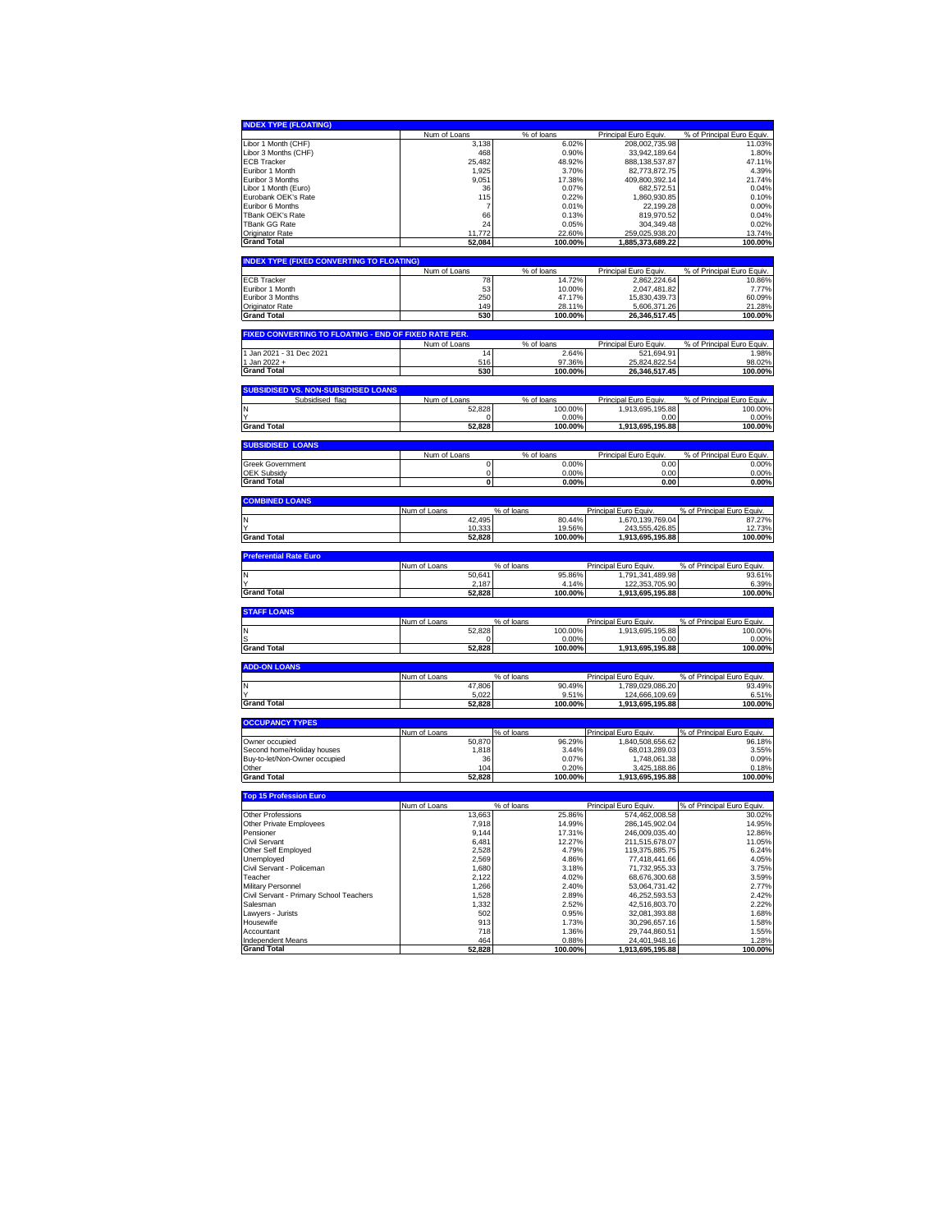| INDEX TYPE (FLOATING) | Num of Loans | % of loans | Principal Euro Equiv. | % of Principal Euro Equiv. |
|---|---|---|---|---|
| Libor 1 Month (CHF) | 3,138 | 6.02% | 208,002,735.98 | 11.03% |
| Libor 3 Months (CHF) | 468 | 0.90% | 33,942,189.64 | 1.80% |
| ECB Tracker | 25,482 | 48.92% | 888,138,537.87 | 47.11% |
| Euribor 1 Month | 1,925 | 3.70% | 82,773,872.75 | 4.39% |
| Euribor 3 Months | 9,051 | 17.38% | 409,800,392.14 | 21.74% |
| Libor 1 Month (Euro) | 36 | 0.07% | 682,572.51 | 0.04% |
| Eurobank OEK's Rate | 115 | 0.22% | 1,860,930.85 | 0.10% |
| Euribor 6 Months | 7 | 0.01% | 22,199.28 | 0.00% |
| TBank OEK's Rate | 66 | 0.13% | 819,970.52 | 0.04% |
| TBank GG Rate | 24 | 0.05% | 304,349.48 | 0.02% |
| Originator Rate | 11,772 | 22.60% | 259,025,938.20 | 13.74% |
| **Grand Total** | **52,084** | **100.00%** | **1,885,373,689.22** | **100.00%** |

| INDEX TYPE (FIXED CONVERTING TO FLOATING) | Num of Loans | % of loans | Principal Euro Equiv. | % of Principal Euro Equiv. |
|---|---|---|---|---|
| ECB Tracker | 78 | 14.72% | 2,862,224.64 | 10.86% |
| Euribor 1 Month | 53 | 10.00% | 2,047,481.82 | 7.77% |
| Euribor 3 Months | 250 | 47.17% | 15,830,439.73 | 60.09% |
| Originator Rate | 149 | 28.11% | 5,606,371.26 | 21.28% |
| **Grand Total** | **530** | **100.00%** | **26,346,517.45** | **100.00%** |

| FIXED CONVERTING TO FLOATING - END OF FIXED RATE PER. | Num of Loans | % of loans | Principal Euro Equiv. | % of Principal Euro Equiv. |
|---|---|---|---|---|
| 1 Jan 2021 - 31 Dec 2021 | 14 | 2.64% | 521,694.91 | 1.98% |
| 1 Jan 2022 + | 516 | 97.36% | 25,824,822.54 | 98.02% |
| **Grand Total** | **530** | **100.00%** | **26,346,517.45** | **100.00%** |

| SUBSIDISED VS. NON-SUBSIDISED LOANS | | | | |
|---|---|---|---|---|
| Subsidised_flag | Num of Loans | % of loans | Principal Euro Equiv. | % of Principal Euro Equiv. |
| N | 52,828 | 100.00% | 1,913,695,195.88 | 100.00% |
| Y | 0 | 0.00% | 0.00 | 0.00% |
| **Grand Total** | **52,828** | **100.00%** | **1,913,695,195.88** | **100.00%** |

| SUBSIDISED LOANS | Num of Loans | % of loans | Principal Euro Equiv. | % of Principal Euro Equiv. |
|---|---|---|---|---|
| Greek Government | 0 | 0.00% | 0.00 | 0.00% |
| OEK Subsidy | 0 | 0.00% | 0.00 | 0.00% |
| **Grand Total** | **0** | **0.00%** | **0.00** | **0.00%** |

| COMBINED LOANS | Num of Loans | % of loans | Principal Euro Equiv. | % of Principal Euro Equiv. |
|---|---|---|---|---|
| N | 42,495 | 80.44% | 1,670,139,769.04 | 87.27% |
| Y | 10,333 | 19.56% | 243,555,426.85 | 12.73% |
| **Grand Total** | **52,828** | **100.00%** | **1,913,695,195.88** | **100.00%** |

| Preferential Rate Euro | Num of Loans | % of loans | Principal Euro Equiv. | % of Principal Euro Equiv. |
|---|---|---|---|---|
| N | 50,641 | 95.86% | 1,791,341,489.98 | 93.61% |
| Y | 2,187 | 4.14% | 122,353,705.90 | 6.39% |
| **Grand Total** | **52,828** | **100.00%** | **1,913,695,195.88** | **100.00%** |

| STAFF LOANS | Num of Loans | % of loans | Principal Euro Equiv. | % of Principal Euro Equiv. |
|---|---|---|---|---|
| N | 52,828 | 100.00% | 1,913,695,195.88 | 100.00% |
| S | 0 | 0.00% | 0.00 | 0.00% |
| **Grand Total** | **52,828** | **100.00%** | **1,913,695,195.88** | **100.00%** |

| ADD-ON LOANS | Num of Loans | % of loans | Principal Euro Equiv. | % of Principal Euro Equiv. |
|---|---|---|---|---|
| N | 47,806 | 90.49% | 1,789,029,086.20 | 93.49% |
| Y | 5,022 | 9.51% | 124,666,109.69 | 6.51% |
| **Grand Total** | **52,828** | **100.00%** | **1,913,695,195.88** | **100.00%** |

| OCCUPANCY TYPES | Num of Loans | % of loans | Principal Euro Equiv. | % of Principal Euro Equiv. |
|---|---|---|---|---|
| Owner occupied | 50,870 | 96.29% | 1,840,508,656.62 | 96.18% |
| Second home/Holiday houses | 1,818 | 3.44% | 68,013,289.03 | 3.55% |
| Buy-to-let/Non-Owner occupied | 36 | 0.07% | 1,748,061.38 | 0.09% |
| Other | 104 | 0.20% | 3,425,188.86 | 0.18% |
| **Grand Total** | **52,828** | **100.00%** | **1,913,695,195.88** | **100.00%** |

| Top 15 Profession Euro | Num of Loans | % of loans | Principal Euro Equiv. | % of Principal Euro Equiv. |
|---|---|---|---|---|
| Other Professions | 13,663 | 25.86% | 574,462,008.58 | 30.02% |
| Other Private Employees | 7,918 | 14.99% | 286,145,902.04 | 14.95% |
| Pensioner | 9,144 | 17.31% | 246,009,035.40 | 12.86% |
| Civil Servant | 6,481 | 12.27% | 211,515,678.07 | 11.05% |
| Other Self Employed | 2,528 | 4.79% | 119,375,885.75 | 6.24% |
| Unemployed | 2,569 | 4.86% | 77,418,441.66 | 4.05% |
| Civil Servant - Policeman | 1,680 | 3.18% | 71,732,955.33 | 3.75% |
| Teacher | 2,122 | 4.02% | 68,676,300.68 | 3.59% |
| Military Personnel | 1,266 | 2.40% | 53,064,731.42 | 2.77% |
| Civil Servant - Primary School Teachers | 1,528 | 2.89% | 46,252,593.53 | 2.42% |
| Salesman | 1,332 | 2.52% | 42,516,803.70 | 2.22% |
| Lawyers - Jurists | 502 | 0.95% | 32,081,393.88 | 1.68% |
| Housewife | 913 | 1.73% | 30,296,657.16 | 1.58% |
| Accountant | 718 | 1.36% | 29,744,860.51 | 1.55% |
| Independent Means | 464 | 0.88% | 24,401,948.16 | 1.28% |
| **Grand Total** | **52,828** | **100.00%** | **1,913,695,195.88** | **100.00%** |